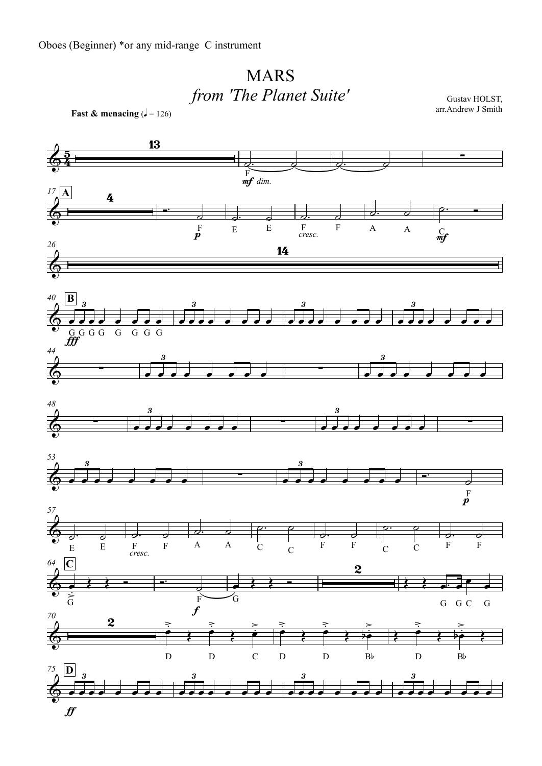Oboes (Beginner) *or any mid-range C instrument

# MARS
## *from 'The Planet Suite'*

Gustav HOLST,
arr.Andrew J Smith

**Fast & menacing** (♩ = 126)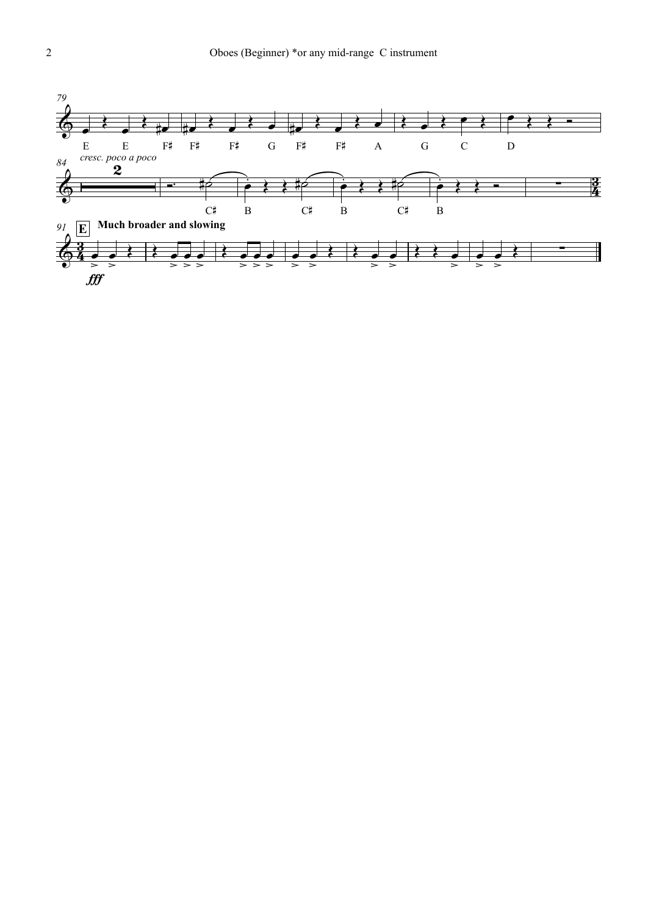79

E E F♯ F♯ F♯ G F♯ F♯ A G C D

84

*cresc. poco a poco*

2

C♯ B C♯ B C♯ B

91

E **Much broader and slowing**

*fff*